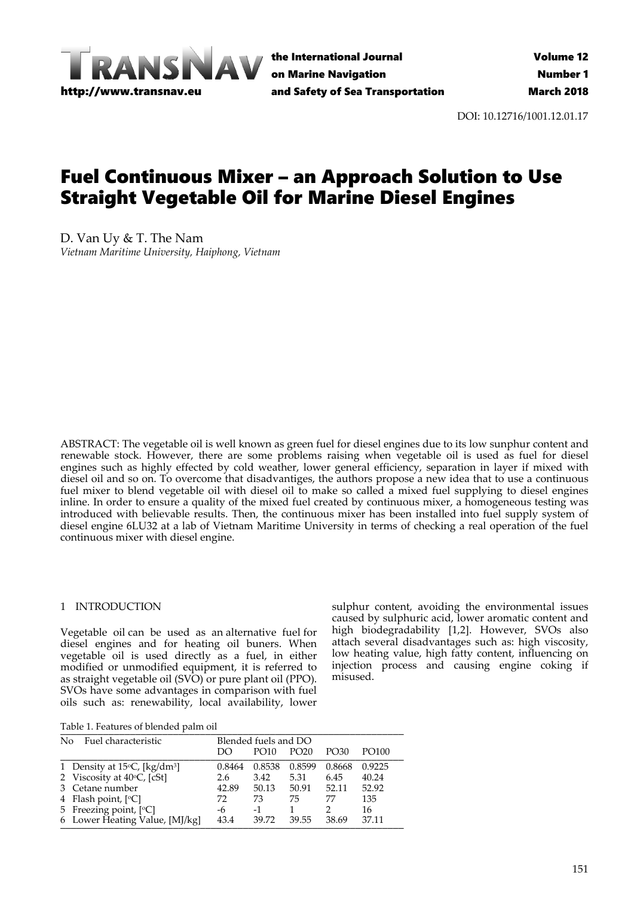DOI: 10.12716/1001.12.01.17

# Fuel Continuous Mixer – an Approach Solution to Use Straight Vegetable Oil for Marine Diesel Engines

D. Van Uy & T. The Nam

*Vietnam Maritime University, Haiphong, Vietnam*

ABSTRACT: The vegetable oil is well known as green fuel for diesel engines due to its low sunphur content and renewable stock. However, there are some problems raising when vegetable oil is used as fuel for diesel engines such as highly effected by cold weather, lower general efficiency, separation in layer if mixed with diesel oil and so on. To overcome that disadvantiges, the authors propose a new idea that to use a continuous fuel mixer to blend vegetable oil with diesel oil to make so called a mixed fuel supplying to diesel engines inline. In order to ensure a quality of the mixed fuel created by continuous mixer, a homogeneous testing was introduced with believable results. Then, the continuous mixer has been installed into fuel supply system of diesel engine 6LU32 at a lab of Vietnam Maritime University in terms of checking a real operation of the fuel continuous mixer with diesel engine.

## 1 INTRODUCTION

Vegetable oil can be used as an alternative fuel for diesel engines and for heating oil buners. When vegetable oil is used directly as a fuel, in either modified or unmodified equipment, it is referred to as straight vegetable oil (SVO) or pure plant oil (PPO). SVOs have some advantages in comparison with fuel oils such as: renewability, local availability, lower sulphur content, avoiding the environmental issues caused by sulphuric acid, lower aromatic content and high biodegradability [1,2]. However, SVOs also attach several disadvantages such as: high viscosity, low heating value, high fatty content, influencing on injection process and causing engine coking if misused.

Table 1. Features of blended palm oil

| No | Fuel characteristic | Blended fuels and DO | | | | |
|---|---|---|---|---|---|---|
| | | DO | PO10 | PO20 | PO30 | PO100 |
| 1 | Density at 15°C, [kg/dm³] | 0.8464 | 0.8538 | 0.8599 | 0.8668 | 0.9225 |
| 2 | Viscosity at 40°C, [cSt] | 2.6 | 3.42 | 5.31 | 6.45 | 40.24 |
| 3 | Cetane number | 42.89 | 50.13 | 50.91 | 52.11 | 52.92 |
| 4 | Flash point, [°C] | 72 | 73 | 75 | 77 | 135 |
| 5 | Freezing point, [°C] | -6 | -1 | 1 | 2 | 16 |
| 6 | Lower Heating Value, [MJ/kg] | 43.4 | 39.72 | 39.55 | 38.69 | 37.11 |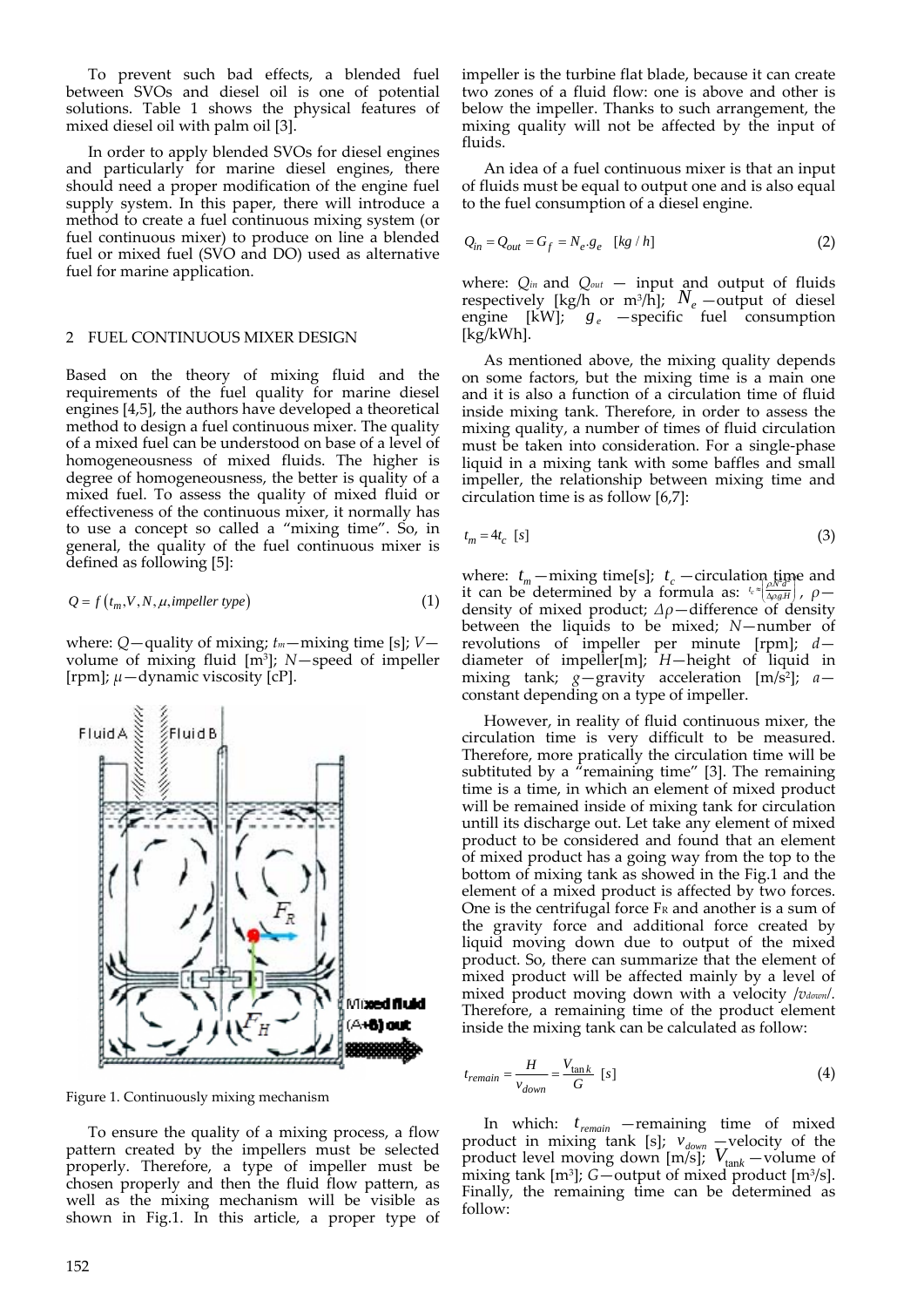To prevent such bad effects, a blended fuel between SVOs and diesel oil is one of potential solutions. Table 1 shows the physical features of mixed diesel oil with palm oil [3].

In order to apply blended SVOs for diesel engines and particularly for marine diesel engines, there should need a proper modification of the engine fuel supply system. In this paper, there will introduce a method to create a fuel continuous mixing system (or fuel continuous mixer) to produce on line a blended fuel or mixed fuel (SVO and DO) used as alternative fuel for marine application.

## 2 FUEL CONTINUOUS MIXER DESIGN

Based on the theory of mixing fluid and the requirements of the fuel quality for marine diesel engines [4,5], the authors have developed a theoretical method to design a fuel continuous mixer. The quality of a mixed fuel can be understood on base of a level of homogeneousness of mixed fluids. The higher is degree of homogeneousness, the better is quality of a mixed fuel. To assess the quality of mixed fluid or effectiveness of the continuous mixer, it normally has to use a concept so called a "mixing time". So, in general, the quality of the fuel continuous mixer is defined as following [5]:

$$Q = f\left(t_m, V, N, \mu, impeller\ type\right) \tag{1}$$

where: $Q$—quality of mixing; $t_m$—mixing time [s]; $V$—volume of mixing fluid [m³]; $N$—speed of impeller [rpm]; $\mu$—dynamic viscosity [cP].

Figure 1. Continuously mixing mechanism

To ensure the quality of a mixing process, a flow pattern created by the impellers must be selected properly. Therefore, a type of impeller must be chosen properly and then the fluid flow pattern, as well as the mixing mechanism will be visible as shown in Fig.1. In this article, a proper type of impeller is the turbine flat blade, because it can create two zones of a fluid flow: one is above and other is below the impeller. Thanks to such arrangement, the mixing quality will not be affected by the input of fluids.

An idea of a fuel continuous mixer is that an input of fluids must be equal to output one and is also equal to the fuel consumption of a diesel engine.

$$Q_{in} = Q_{out} = G_f = N_e.g_e \quad [kg/h] \tag{2}$$

where: $Q_{in}$ and $Q_{out}$ — input and output of fluids respectively [kg/h or m³/h]; $N_e$—output of diesel engine [kW]; $g_e$ —specific fuel consumption [kg/kWh].

As mentioned above, the mixing quality depends on some factors, but the mixing time is a main one and it is also a function of a circulation time of fluid inside mixing tank. Therefore, in order to assess the mixing quality, a number of times of fluid circulation must be taken into consideration. For a single-phase liquid in a mixing tank with some baffles and small impeller, the relationship between mixing time and circulation time is as follow [6,7]:

$$t_m = 4t_c \quad [s] \tag{3}$$

where: $t_m$—mixing time[s]; $t_c$—circulation time and it can be determined by a formula as: $t_c \approx \left(\frac{\rho N^2 d^2}{\Delta\rho g H}\right)^a$, $\rho$—density of mixed product; $\Delta\rho$—difference of density between the liquids to be mixed; $N$—number of revolutions of impeller per minute [rpm]; $d$—diameter of impeller[m]; $H$—height of liquid in mixing tank; $g$—gravity acceleration [m/s²]; $a$—constant depending on a type of impeller.

However, in reality of fluid continuous mixer, the circulation time is very difficult to be measured. Therefore, more pratically the circulation time will be subtituted by a "remaining time" [3]. The remaining time is a time, in which an element of mixed product will be remained inside of mixing tank for circulation untill its discharge out. Let take any element of mixed product to be considered and found that an element of mixed product has a going way from the top to the bottom of mixing tank as showed in the Fig.1 and the element of a mixed product is affected by two forces. One is the centrifugal force $F_R$ and another is a sum of the gravity force and additional force created by liquid moving down due to output of the mixed product. So, there can summarize that the element of mixed product will be affected mainly by a level of mixed product moving down with a velocity /$v_{down}$/. Therefore, a remaining time of the product element inside the mixing tank can be calculated as follow:

$$t_{remain} = \frac{H}{v_{down}} = \frac{V_{\tan k}}{G} \quad [s] \tag{4}$$

In which: $t_{remain}$ —remaining time of mixed product in mixing tank [s]; $v_{down}$ —velocity of the product level moving down [m/s]; $V_{\tan k}$ —volume of mixing tank [m³]; $G$—output of mixed product [m³/s]. Finally, the remaining time can be determined as follow: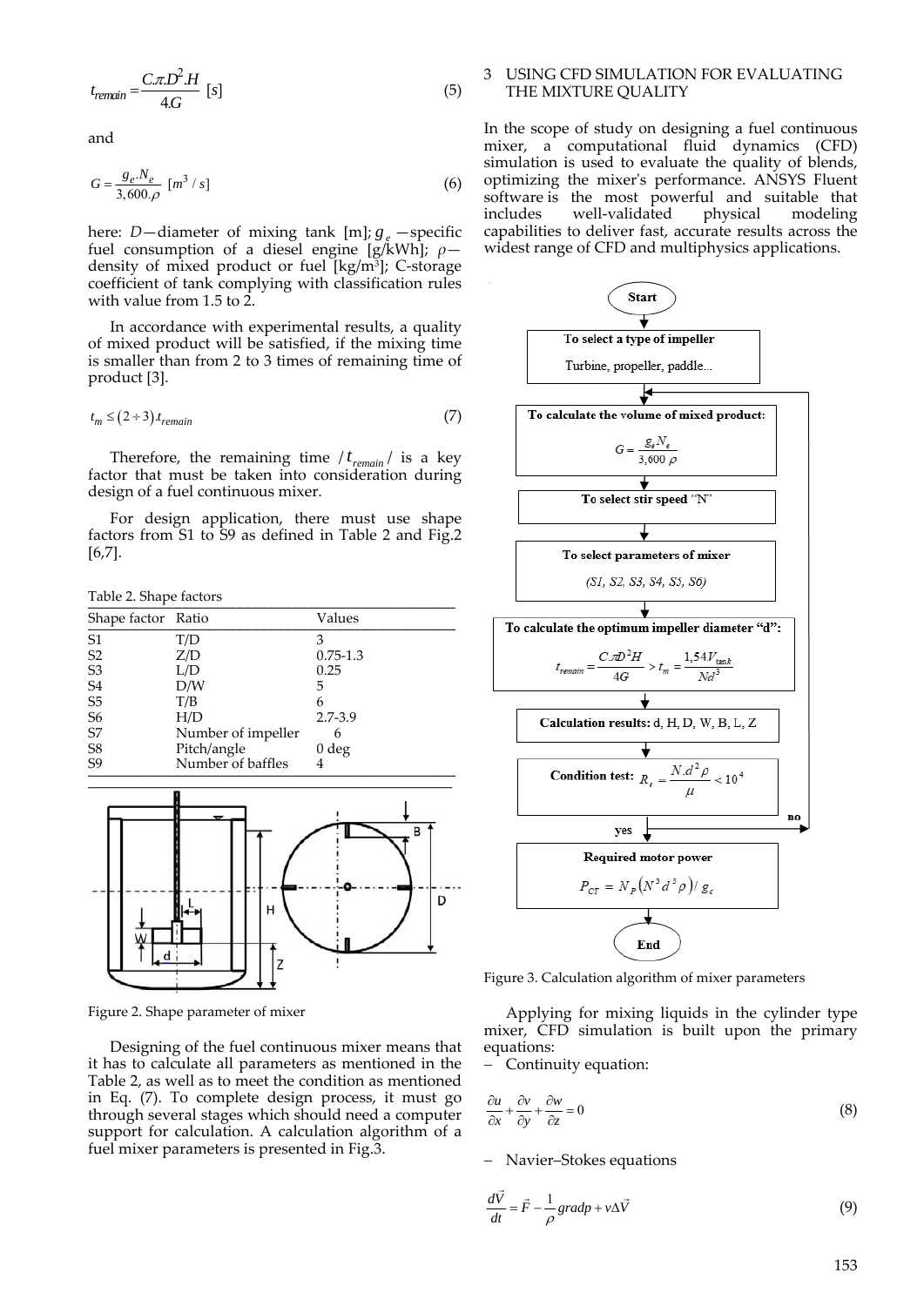$$t_{remain} = \frac{C.\pi.D^2.H}{4.G} \ [s] \tag{5}$$

and

$$G = \frac{g_e.N_e}{3,600.\rho} \ [m^3/s] \tag{6}$$

here: $D$—diameter of mixing tank [m]; $g_e$ —specific fuel consumption of a diesel engine [g/kWh]; $\rho$— density of mixed product or fuel [kg/m$^3$]; C-storage coefficient of tank complying with classification rules with value from 1.5 to 2.

In accordance with experimental results, a quality of mixed product will be satisfied, if the mixing time is smaller than from 2 to 3 times of remaining time of product [3].

$$t_m \leq (2 \div 3).t_{remain} \tag{7}$$

Therefore, the remaining time $/t_{remain}/$ is a key factor that must be taken into consideration during design of a fuel continuous mixer.

For design application, there must use shape factors from S1 to S9 as defined in Table 2 and Fig.2 [6,7].

Table 2. Shape factors

| Shape factor | Ratio | Values |
|---|---|---|
| S1 | T/D | 3 |
| S2 | Z/D | 0.75-1.3 |
| S3 | L/D | 0.25 |
| S4 | D/W | 5 |
| S5 | T/B | 6 |
| S6 | H/D | 2.7-3.9 |
| S7 | Number of impeller | 6 |
| S8 | Pitch/angle | 0 deg |
| S9 | Number of baffles | 4 |

Figure 2. Shape parameter of mixer

Designing of the fuel continuous mixer means that it has to calculate all parameters as mentioned in the Table 2, as well as to meet the condition as mentioned in Eq. (7). To complete design process, it must go through several stages which should need a computer support for calculation. A calculation algorithm of a fuel mixer parameters is presented in Fig.3.

## 3 USING CFD SIMULATION FOR EVALUATING THE MIXTURE QUALITY

In the scope of study on designing a fuel continuous mixer, a computational fluid dynamics (CFD) simulation is used to evaluate the quality of blends, optimizing the mixer's performance. ANSYS Fluent software is the most powerful and suitable that includes well-validated physical modeling capabilities to deliver fast, accurate results across the widest range of CFD and multiphysics applications.

Figure 3. Calculation algorithm of mixer parameters

Applying for mixing liquids in the cylinder type mixer, CFD simulation is built upon the primary equations:

– Continuity equation:

$$\frac{\partial u}{\partial x} + \frac{\partial v}{\partial y} + \frac{\partial w}{\partial z} = 0 \tag{8}$$

– Navier–Stokes equations

$$\frac{d\vec{V}}{dt} = \vec{F} - \frac{1}{\rho} gradp + \nu \Delta \vec{V} \tag{9}$$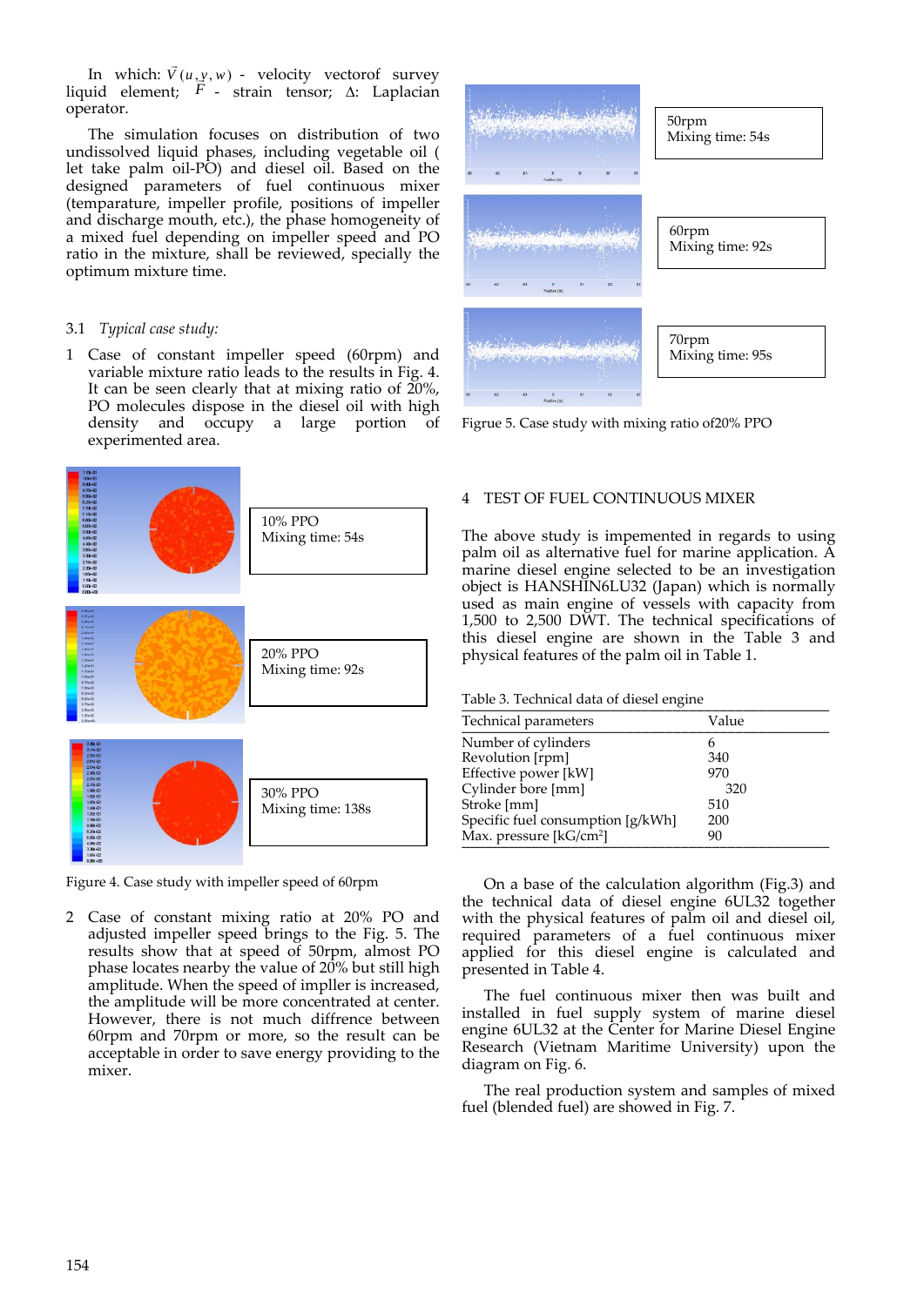In which: $\vec{V}(u, v, w)$ - velocity vectorof survey liquid element; $\bar{F}$ - strain tensor; Δ: Laplacian operator.

The simulation focuses on distribution of two undissolved liquid phases, including vegetable oil ( let take palm oil-PO) and diesel oil. Based on the designed parameters of fuel continuous mixer (temparature, impeller profile, positions of impeller and discharge mouth, etc.), the phase homogeneity of a mixed fuel depending on impeller speed and PO ratio in the mixture, shall be reviewed, specially the optimum mixture time.

### 3.1 *Typical case study:*

1 Case of constant impeller speed (60rpm) and variable mixture ratio leads to the results in Fig. 4. It can be seen clearly that at mixing ratio of 20%, PO molecules dispose in the diesel oil with high density and occupy a large portion of experimented area.

10% PPO
Mixing time: 54s

20% PPO
Mixing time: 92s

30% PPO
Mixing time: 138s

Figure 4. Case study with impeller speed of 60rpm

2 Case of constant mixing ratio at 20% PO and adjusted impeller speed brings to the Fig. 5. The results show that at speed of 50rpm, almost PO phase locates nearby the value of 20% but still high amplitude. When the speed of impller is increased, the amplitude will be more concentrated at center. However, there is not much diffrence between 60rpm and 70rpm or more, so the result can be acceptable in order to save energy providing to the mixer.

50rpm
Mixing time: 54s

60rpm
Mixing time: 92s

70rpm
Mixing time: 95s

Figrue 5. Case study with mixing ratio of20% PPO

## 4 TEST OF FUEL CONTINUOUS MIXER

The above study is impemented in regards to using palm oil as alternative fuel for marine application. A marine diesel engine selected to be an investigation object is HANSHIN6LU32 (Japan) which is normally used as main engine of vessels with capacity from 1,500 to 2,500 DWT. The technical specifications of this diesel engine are shown in the Table 3 and physical features of the palm oil in Table 1.

Table 3. Technical data of diesel engine

| Technical parameters | Value |
|---|---|
| Number of cylinders | 6 |
| Revolution [rpm] | 340 |
| Effective power [kW] | 970 |
| Cylinder bore [mm] | 320 |
| Stroke [mm] | 510 |
| Specific fuel consumption [g/kWh] | 200 |
| Max. pressure [kG/cm$^2$] | 90 |

On a base of the calculation algorithm (Fig.3) and the technical data of diesel engine 6UL32 together with the physical features of palm oil and diesel oil, required parameters of a fuel continuous mixer applied for this diesel engine is calculated and presented in Table 4.

The fuel continuous mixer then was built and installed in fuel supply system of marine diesel engine 6UL32 at the Center for Marine Diesel Engine Research (Vietnam Maritime University) upon the diagram on Fig. 6.

The real production system and samples of mixed fuel (blended fuel) are showed in Fig. 7.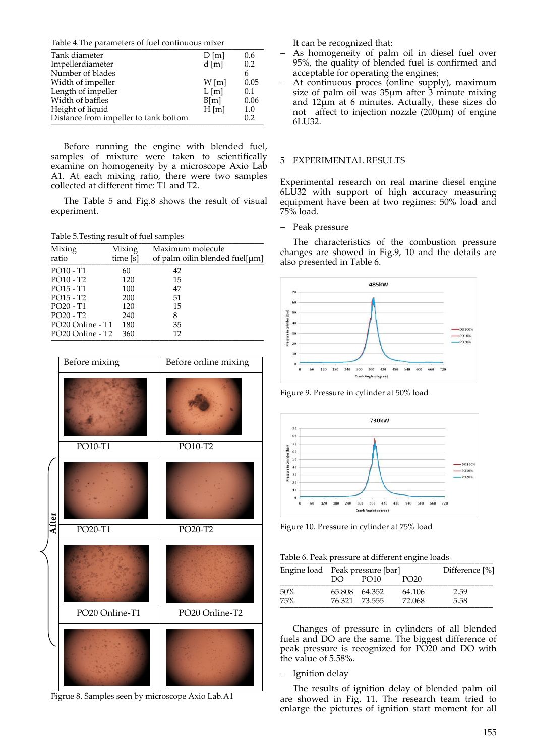Table 4.The parameters of fuel continuous mixer

| | | |
|---|---|---|
| Tank diameter | D [m] | 0.6 |
| Impellerdiameter | d [m] | 0.2 |
| Number of blades | | 6 |
| Width of impeller | W [m] | 0.05 |
| Length of impeller | L [m] | 0.1 |
| Width of baffles | B[m] | 0.06 |
| Height of liquid | H [m] | 1.0 |
| Distance from impeller to tank bottom | | 0.2 |

Before running the engine with blended fuel, samples of mixture were taken to scientifically examine on homogeneity by a microscope Axio Lab A1. At each mixing ratio, there were two samples collected at different time: T1 and T2.

The Table 5 and Fig.8 shows the result of visual experiment.

Table 5.Testing result of fuel samples

| Mixing ratio | Mixing time [s] | Maximum molecule of palm oilin blended fuel[μm] |
|---|---|---|
| PO10 - T1 | 60 | 42 |
| PO10 - T2 | 120 | 15 |
| PO15 - T1 | 100 | 47 |
| PO15 - T2 | 200 | 51 |
| PO20 - T1 | 120 | 15 |
| PO20 - T2 | 240 | 8 |
| PO20 Online - T1 | 180 | 35 |
| PO20 Online - T2 | 360 | 12 |

| Before mixing | Before online mixing |
|---|---|
| PO10-T1 | PO10-T2 |
| PO20-T1 | PO20-T2 |
| PO20 Online-T1 | PO20 Online-T2 |

After

Figrue 8. Samples seen by microscope Axio Lab.A1

It can be recognized that:

- As homogeneity of palm oil in diesel fuel over 95%, the quality of blended fuel is confirmed and acceptable for operating the engines;
- At continuous proces (online supply), maximum size of palm oil was 35μm after 3 minute mixing and 12μm at 6 minutes. Actually, these sizes do not affect to injection nozzle (200μm) of engine 6LU32.

## 5 EXPERIMENTAL RESULTS

Experimental research on real marine diesel engine 6LU32 with support of high accuracy measuring equipment have been at two regimes: 50% load and 75% load.

- Peak pressure

The characteristics of the combustion pressure changes are showed in Fig.9, 10 and the details are also presented in Table 6.

Figure 9. Pressure in cylinder at 50% load

Figure 10. Pressure in cylinder at 75% load

Table 6. Peak pressure at different engine loads

| Engine load | Peak pressure [bar] DO | PO10 | PO20 | Difference [%] |
|---|---|---|---|---|
| 50% | 65.808 | 64.352 | 64.106 | 2.59 |
| 75% | 76.321 | 73.555 | 72.068 | 5.58 |

Changes of pressure in cylinders of all blended fuels and DO are the same. The biggest difference of peak pressure is recognized for PO20 and DO with the value of 5.58%.

- Ignition delay

The results of ignition delay of blended palm oil are showed in Fig. 11. The research team tried to enlarge the pictures of ignition start moment for all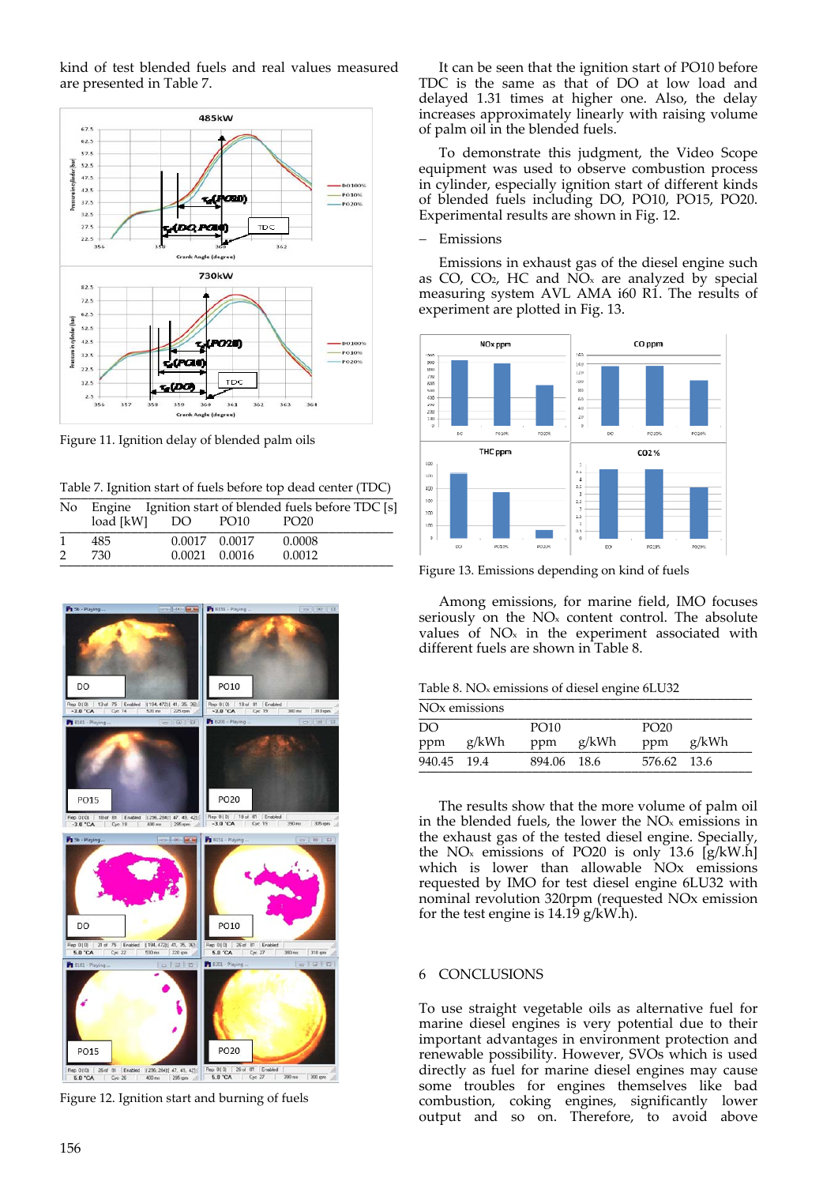kind of test blended fuels and real values measured are presented in Table 7.

Figure 11. Ignition delay of blended palm oils

Table 7. Ignition start of fuels before top dead center (TDC)

| No | Engine load [kW] | Ignition start of blended fuels before TDC [s] DO | PO10 | PO20 |
|---|---|---|---|---|
| 1 | 485 | 0.0017 | 0.0017 | 0.0008 |
| 2 | 730 | 0.0021 | 0.0016 | 0.0012 |

Figure 12. Ignition start and burning of fuels

It can be seen that the ignition start of PO10 before TDC is the same as that of DO at low load and delayed 1.31 times at higher one. Also, the delay increases approximately linearly with raising volume of palm oil in the blended fuels.

To demonstrate this judgment, the Video Scope equipment was used to observe combustion process in cylinder, especially ignition start of different kinds of blended fuels including DO, PO10, PO15, PO20. Experimental results are shown in Fig. 12.

– Emissions

Emissions in exhaust gas of the diesel engine such as CO, $CO_2$, HC and $NO_x$ are analyzed by special measuring system AVL AMA i60 R1. The results of experiment are plotted in Fig. 13.

Figure 13. Emissions depending on kind of fuels

Among emissions, for marine field, IMO focuses seriously on the $NO_x$ content control. The absolute values of $NO_x$ in the experiment associated with different fuels are shown in Table 8.

Table 8. $NO_x$ emissions of diesel engine 6LU32

| NOx emissions | | | | | |
|---|---|---|---|---|---|
| DO | | PO10 | | PO20 | |
| ppm | g/kWh | ppm | g/kWh | ppm | g/kWh |
| 940.45 | 19.4 | 894.06 | 18.6 | 576.62 | 13.6 |

The results show that the more volume of palm oil in the blended fuels, the lower the $NO_x$ emissions in the exhaust gas of the tested diesel engine. Specially, the $NO_x$ emissions of PO20 is only 13.6 [g/kW.h] which is lower than allowable NOx emissions requested by IMO for test diesel engine 6LU32 with nominal revolution 320rpm (requested NOx emission for the test engine is 14.19 g/kW.h).

## 6 CONCLUSIONS

To use straight vegetable oils as alternative fuel for marine diesel engines is very potential due to their important advantages in environment protection and renewable possibility. However, SVOs which is used directly as fuel for marine diesel engines may cause some troubles for engines themselves like bad combustion, coking engines, significantly lower output and so on. Therefore, to avoid above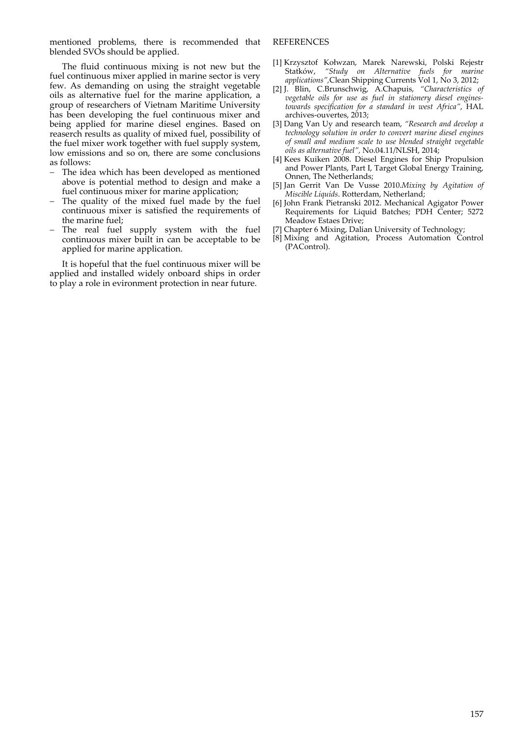mentioned problems, there is recommended that blended SVOs should be applied.

The fluid continuous mixing is not new but the fuel continuous mixer applied in marine sector is very few. As demanding on using the straight vegetable oils as alternative fuel for the marine application, a group of researchers of Vietnam Maritime University has been developing the fuel continuous mixer and being applied for marine diesel engines. Based on reaserch results as quality of mixed fuel, possibility of the fuel mixer work together with fuel supply system, low emissions and so on, there are some conclusions as follows:

- The idea which has been developed as mentioned above is potential method to design and make a fuel continuous mixer for marine application;
- The quality of the mixed fuel made by the fuel continuous mixer is satisfied the requirements of the marine fuel;
- The real fuel supply system with the fuel continuous mixer built in can be acceptable to be applied for marine application.

It is hopeful that the fuel continuous mixer will be applied and installed widely onboard ships in order to play a role in evironment protection in near future.

REFERENCES

[1] Krzysztof Kołwzan, Marek Narewski, Polski Rejestr Statków, *"Study on Alternative fuels for marine applications"*,Clean Shipping Currents Vol 1, No 3, 2012;

[2] J. Blin, C.Brunschwig, A.Chapuis, *"Characteristics of vegetable oils for use as fuel in stationery diesel engines-towards specification for a standard in west Africa"*, HAL archives-ouvertes, 2013;

[3] Dang Van Uy and research team, *"Research and develop a technology solution in order to convert marine diesel engines of small and medium scale to use blended straight vegetable oils as alternative fuel"*, No.04.11/NLSH, 2014;

[4] Kees Kuiken 2008. Diesel Engines for Ship Propulsion and Power Plants, Part I, Target Global Energy Training, Onnen, The Netherlands;

[5] Jan Gerrit Van De Vusse 2010.*Mixing by Agitation of Miscible Liquids*. Rotterdam, Netherland;

[6] John Frank Pietranski 2012. Mechanical Agigator Power Requirements for Liquid Batches; PDH Center; 5272 Meadow Estaes Drive;

[7] Chapter 6 Mixing, Dalian University of Technology;

[8] Mixing and Agitation, Process Automation Control (PAControl).